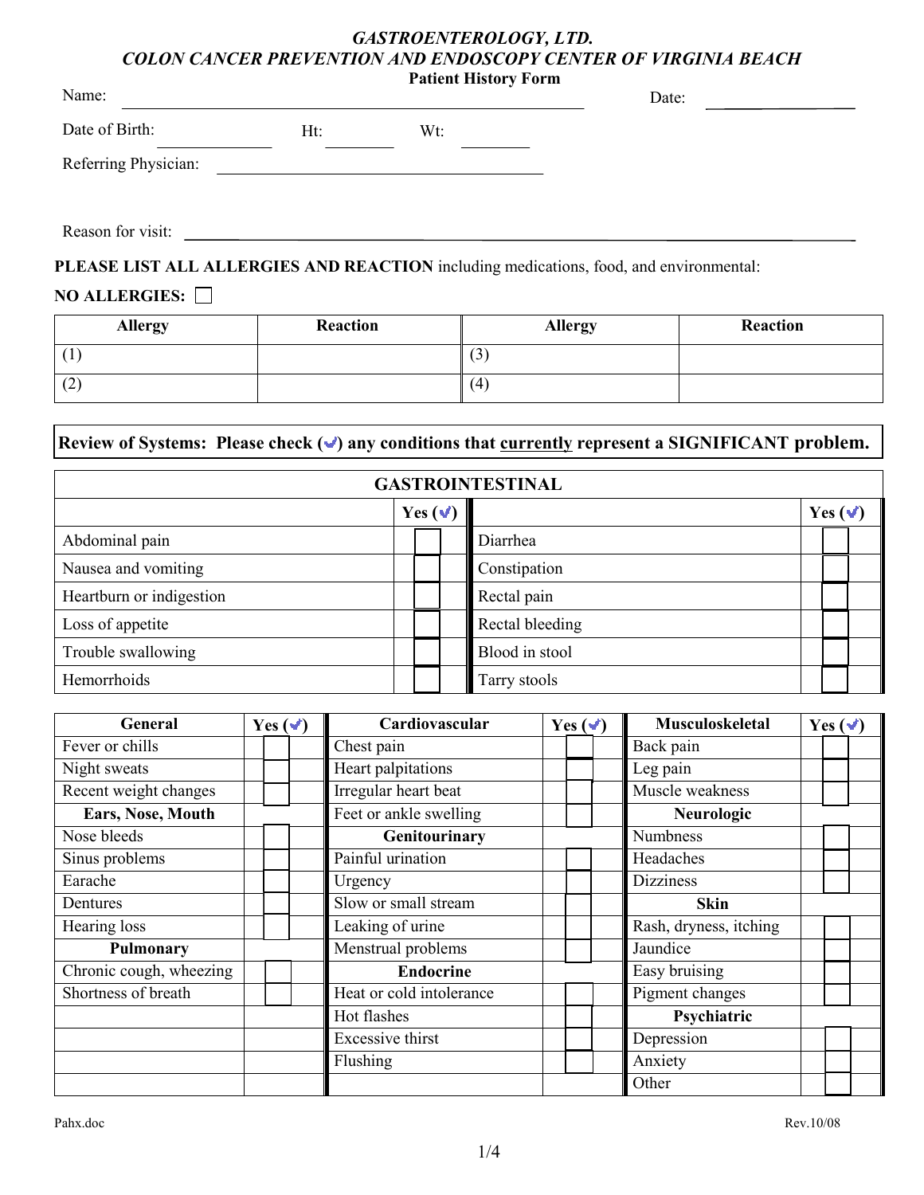## *GASTROENTEROLOGY, LTD.*
## *COLON CANCER PREVENTION AND ENDOSCOPY CENTER OF VIRGINIA BEACH*
### Patient History Form

Name: ______________________________________________ Date: ________________

Date of Birth: ____________ Ht: ________ Wt: ________

Referring Physician: ________________________________

Reason for visit: ____________________________________________________________

**PLEASE LIST ALL ALLERGIES AND REACTION** including medications, food, and environmental:

**NO ALLERGIES:** ☐

| Allergy | Reaction | Allergy | Reaction |
|---|---|---|---|
| (1) | | (3) | |
| (2) | | (4) | |

**Review of Systems: Please check (✓) any conditions that <u>currently</u> represent a SIGNIFICANT problem.**

| GASTROINTESTINAL | | | |
|---|---|---|---|
| | Yes (✓) | | Yes (✓) |
| Abdominal pain | ☐ | Diarrhea | ☐ |
| Nausea and vomiting | ☐ | Constipation | ☐ |
| Heartburn or indigestion | ☐ | Rectal pain | ☐ |
| Loss of appetite | ☐ | Rectal bleeding | ☐ |
| Trouble swallowing | ☐ | Blood in stool | ☐ |
| Hemorrhoids | ☐ | Tarry stools | ☐ |

| General | Yes (✓) | Cardiovascular | Yes (✓) | Musculoskeletal | Yes (✓) |
|---|---|---|---|---|---|
| Fever or chills | ☐ | Chest pain | ☐ | Back pain | ☐ |
| Night sweats | ☐ | Heart palpitations | ☐ | Leg pain | ☐ |
| Recent weight changes | ☐ | Irregular heart beat | ☐ | Muscle weakness | ☐ |
| **Ears, Nose, Mouth** | | Feet or ankle swelling | ☐ | **Neurologic** | |
| Nose bleeds | ☐ | **Genitourinary** | | Numbness | ☐ |
| Sinus problems | ☐ | Painful urination | ☐ | Headaches | ☐ |
| Earache | ☐ | Urgency | ☐ | Dizziness | ☐ |
| Dentures | ☐ | Slow or small stream | ☐ | **Skin** | |
| Hearing loss | ☐ | Leaking of urine | ☐ | Rash, dryness, itching | ☐ |
| **Pulmonary** | | Menstrual problems | ☐ | Jaundice | ☐ |
| Chronic cough, wheezing | ☐ | **Endocrine** | | Easy bruising | ☐ |
| Shortness of breath | ☐ | Heat or cold intolerance | ☐ | Pigment changes | ☐ |
| | | Hot flashes | ☐ | **Psychiatric** | |
| | | Excessive thirst | ☐ | Depression | ☐ |
| | | Flushing | ☐ | Anxiety | ☐ |
| | | | | Other | ☐ |

Pahx.doc Rev.10/08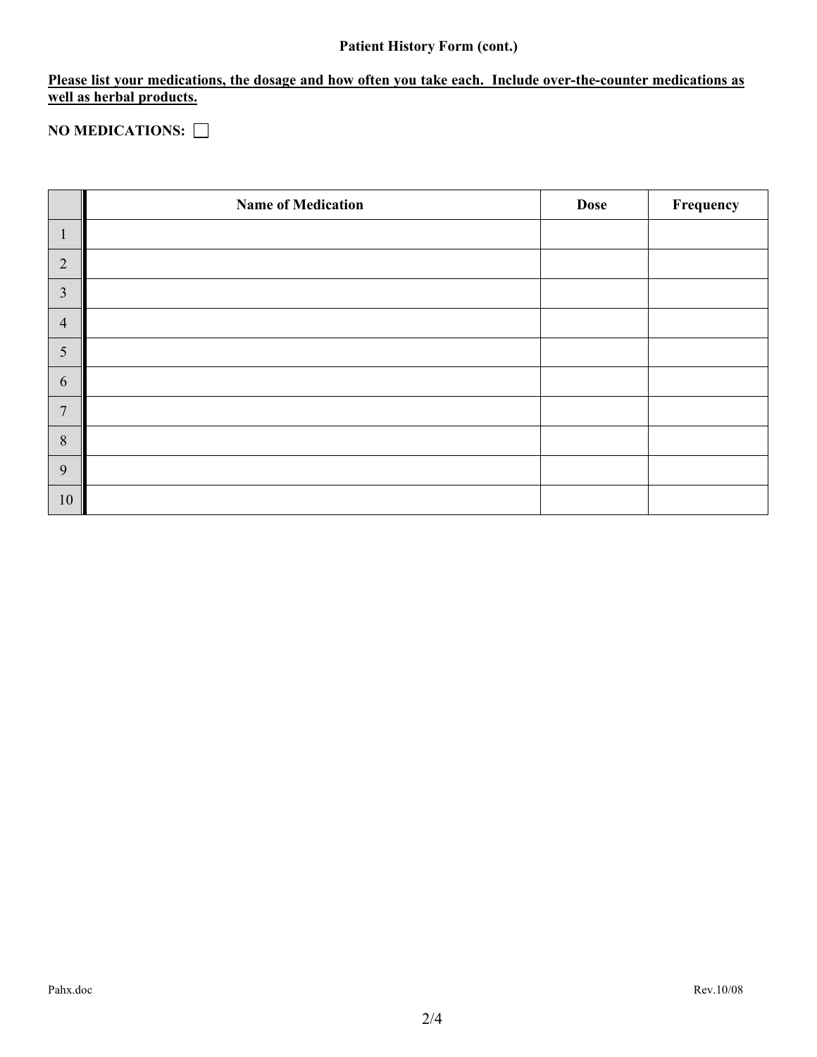**Patient History Form (cont.)**

**Please list your medications, the dosage and how often you take each. Include over-the-counter medications as well as herbal products.**

**NO MEDICATIONS:** ☐

| | Name of Medication | Dose | Frequency |
|---|---|---|---|
| 1 | | | |
| 2 | | | |
| 3 | | | |
| 4 | | | |
| 5 | | | |
| 6 | | | |
| 7 | | | |
| 8 | | | |
| 9 | | | |
| 10 | | | |

Pahx.doc Rev.10/08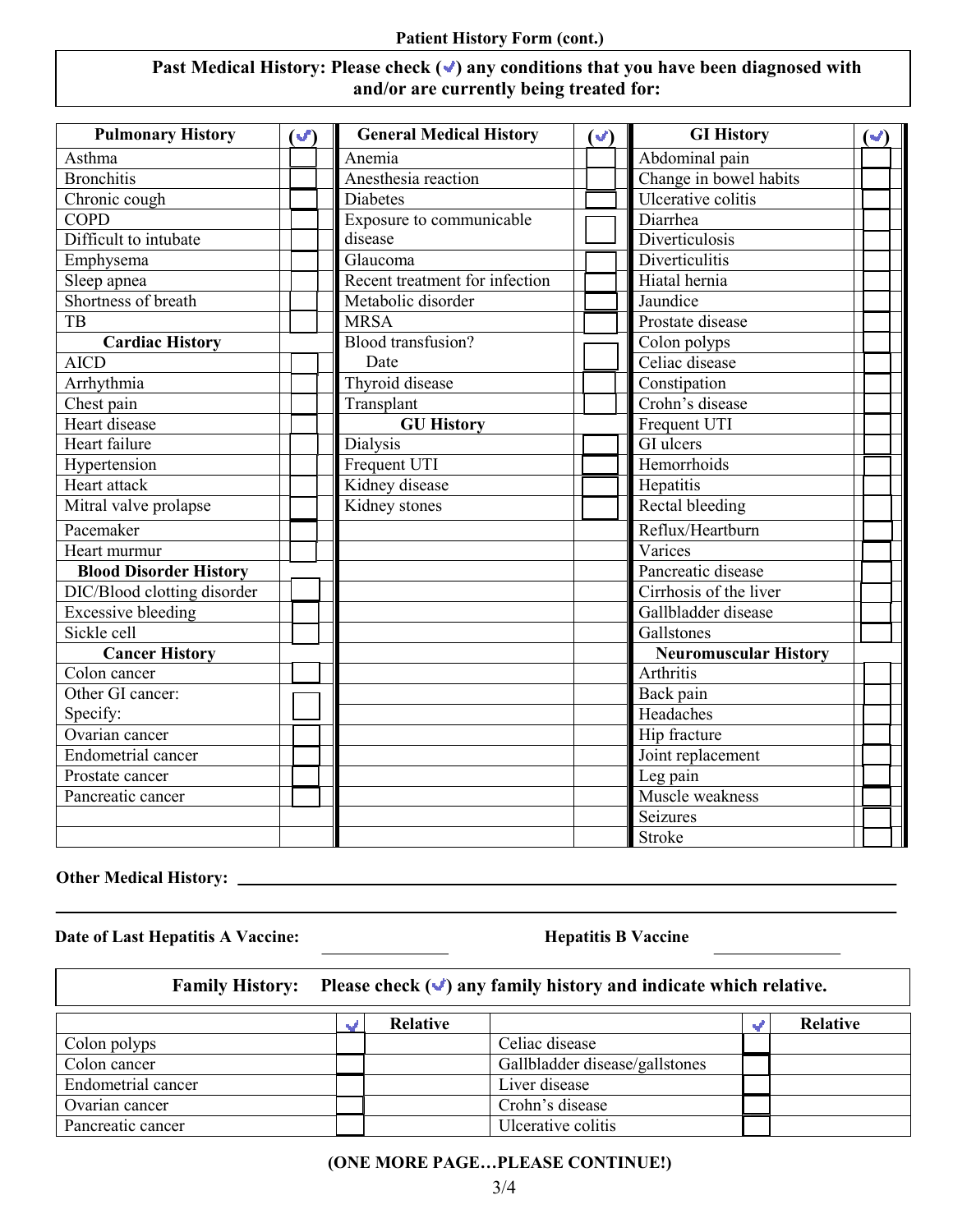Patient History Form (cont.)

**Past Medical History: Please check (✓) any conditions that you have been diagnosed with and/or are currently being treated for:**

| Pulmonary History | (✓) | General Medical History | (✓) | GI History | (✓) |
|---|---|---|---|---|---|
| Asthma | | Anemia | | Abdominal pain | |
| Bronchitis | | Anesthesia reaction | | Change in bowel habits | |
| Chronic cough | | Diabetes | | Ulcerative colitis | |
| COPD | | Exposure to communicable disease | | Diarrhea | |
| Difficult to intubate | | | | Diverticulosis | |
| Emphysema | | Glaucoma | | Diverticulitis | |
| Sleep apnea | | Recent treatment for infection | | Hiatal hernia | |
| Shortness of breath | | Metabolic disorder | | Jaundice | |
| TB | | MRSA | | Prostate disease | |
| **Cardiac History** | | Blood transfusion? | | Colon polyps | |
| AICD | | Date | | Celiac disease | |
| Arrhythmia | | Thyroid disease | | Constipation | |
| Chest pain | | Transplant | | Crohn's disease | |
| Heart disease | | **GU History** | | Frequent UTI | |
| Heart failure | | Dialysis | | GI ulcers | |
| Hypertension | | Frequent UTI | | Hemorrhoids | |
| Heart attack | | Kidney disease | | Hepatitis | |
| Mitral valve prolapse | | Kidney stones | | Rectal bleeding | |
| Pacemaker | | | | Reflux/Heartburn | |
| Heart murmur | | | | Varices | |
| **Blood Disorder History** | | | | Pancreatic disease | |
| DIC/Blood clotting disorder | | | | Cirrhosis of the liver | |
| Excessive bleeding | | | | Gallbladder disease | |
| Sickle cell | | | | Gallstones | |
| **Cancer History** | | | | **Neuromuscular History** | |
| Colon cancer | | | | Arthritis | |
| Other GI cancer: | | | | Back pain | |
| Specify: | | | | Headaches | |
| Ovarian cancer | | | | Hip fracture | |
| Endometrial cancer | | | | Joint replacement | |
| Prostate cancer | | | | Leg pain | |
| Pancreatic cancer | | | | Muscle weakness | |
| | | | | Seizures | |
| | | | | Stroke | |

**Other Medical History:** ______________________________________________

______________________________________________

**Date of Last Hepatitis A Vaccine:** ______________ **Hepatitis B Vaccine** ______________

**Family History: Please check (✓) any family history and indicate which relative.**

| | ✓ | Relative | | ✓ | Relative |
|---|---|---|---|---|---|
| Colon polyps | | | Celiac disease | | |
| Colon cancer | | | Gallbladder disease/gallstones | | |
| Endometrial cancer | | | Liver disease | | |
| Ovarian cancer | | | Crohn's disease | | |
| Pancreatic cancer | | | Ulcerative colitis | | |

**(ONE MORE PAGE…PLEASE CONTINUE!)**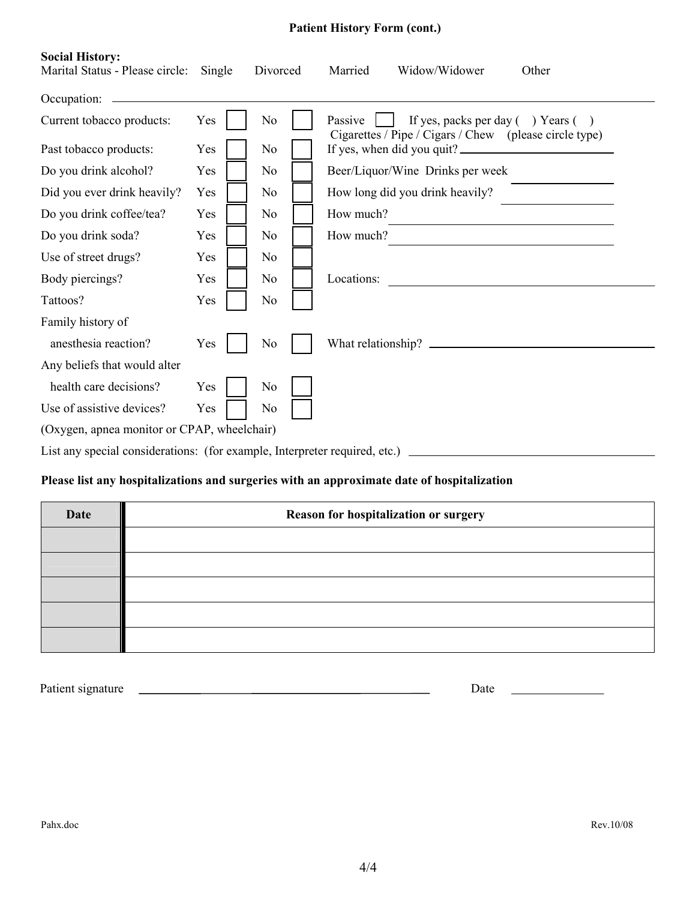**Patient History Form (cont.)**

**Social History:**

Marital Status - Please circle: Single Divorced Married Widow/Widower Other

Occupation: \_\_\_\_\_\_\_\_\_\_\_\_\_\_\_\_\_\_\_\_\_\_\_\_\_\_\_\_

| | | | | | |
|---|---|---|---|---|---|
| Current tobacco products: | Yes ☐ | No ☐ | Passive ☐ If yes, packs per day ( ) Years ( ) Cigarettes / Pipe / Cigars / Chew (please circle type) |
| Past tobacco products: | Yes ☐ | No ☐ | If yes, when did you quit? \_\_\_\_\_\_\_\_\_\_ |
| Do you drink alcohol? | Yes ☐ | No ☐ | Beer/Liquor/Wine Drinks per week \_\_\_\_\_\_\_\_\_\_ |
| Did you ever drink heavily? | Yes ☐ | No ☐ | How long did you drink heavily? \_\_\_\_\_\_\_\_\_\_ |
| Do you drink coffee/tea? | Yes ☐ | No ☐ | How much? \_\_\_\_\_\_\_\_\_\_ |
| Do you drink soda? | Yes ☐ | No ☐ | How much? \_\_\_\_\_\_\_\_\_\_ |
| Use of street drugs? | Yes ☐ | No ☐ | |
| Body piercings? | Yes ☐ | No ☐ | Locations: \_\_\_\_\_\_\_\_\_\_ |
| Tattoos? | Yes ☐ | No ☐ | |
| Family history of anesthesia reaction? | Yes ☐ | No ☐ | What relationship? \_\_\_\_\_\_\_\_\_\_ |
| Any beliefs that would alter health care decisions? | Yes ☐ | No ☐ | |
| Use of assistive devices? | Yes ☐ | No ☐ | |

(Oxygen, apnea monitor or CPAP, wheelchair)

List any special considerations: (for example, Interpreter required, etc.) \_\_\_\_\_\_\_\_\_\_\_\_\_\_\_\_\_\_\_\_

**Please list any hospitalizations and surgeries with an approximate date of hospitalization**

| Date | Reason for hospitalization or surgery |
|---|---|
| | |
| | |
| | |
| | |
| | |

Patient signature \_\_\_\_\_\_\_\_\_\_\_\_\_\_\_\_\_\_\_\_\_\_\_\_\_\_\_\_ Date \_\_\_\_\_\_\_\_\_\_\_\_

Pahx.doc Rev.10/08